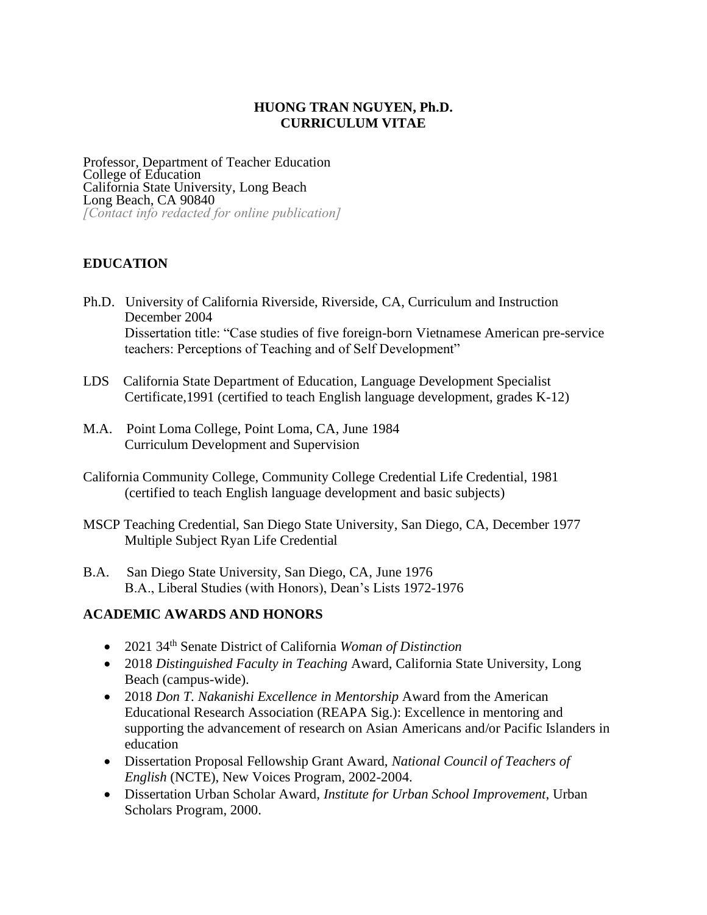# HUONG TRAN NGUYEN, Ph.D.
# CURRICULUM VITAE

Professor, Department of Teacher Education
College of Education
California State University, Long Beach
Long Beach, CA 90840
*[Contact info redacted for online publication]*

## EDUCATION

Ph.D. University of California Riverside, Riverside, CA, Curriculum and Instruction
December 2004
Dissertation title: "Case studies of five foreign-born Vietnamese American pre-service teachers: Perceptions of Teaching and of Self Development"

LDS California State Department of Education, Language Development Specialist Certificate,1991 (certified to teach English language development, grades K-12)

M.A. Point Loma College, Point Loma, CA, June 1984
Curriculum Development and Supervision

California Community College, Community College Credential Life Credential, 1981
(certified to teach English language development and basic subjects)

MSCP Teaching Credential, San Diego State University, San Diego, CA, December 1977
Multiple Subject Ryan Life Credential

B.A. San Diego State University, San Diego, CA, June 1976
B.A., Liberal Studies (with Honors), Dean's Lists 1972-1976

## ACADEMIC AWARDS AND HONORS

- 2021 34th Senate District of California *Woman of Distinction*
- 2018 *Distinguished Faculty in Teaching* Award, California State University, Long Beach (campus-wide).
- 2018 *Don T. Nakanishi Excellence in Mentorship* Award from the American Educational Research Association (REAPA Sig.): Excellence in mentoring and supporting the advancement of research on Asian Americans and/or Pacific Islanders in education
- Dissertation Proposal Fellowship Grant Award, *National Council of Teachers of English* (NCTE), New Voices Program, 2002-2004.
- Dissertation Urban Scholar Award, *Institute for Urban School Improvement*, Urban Scholars Program, 2000.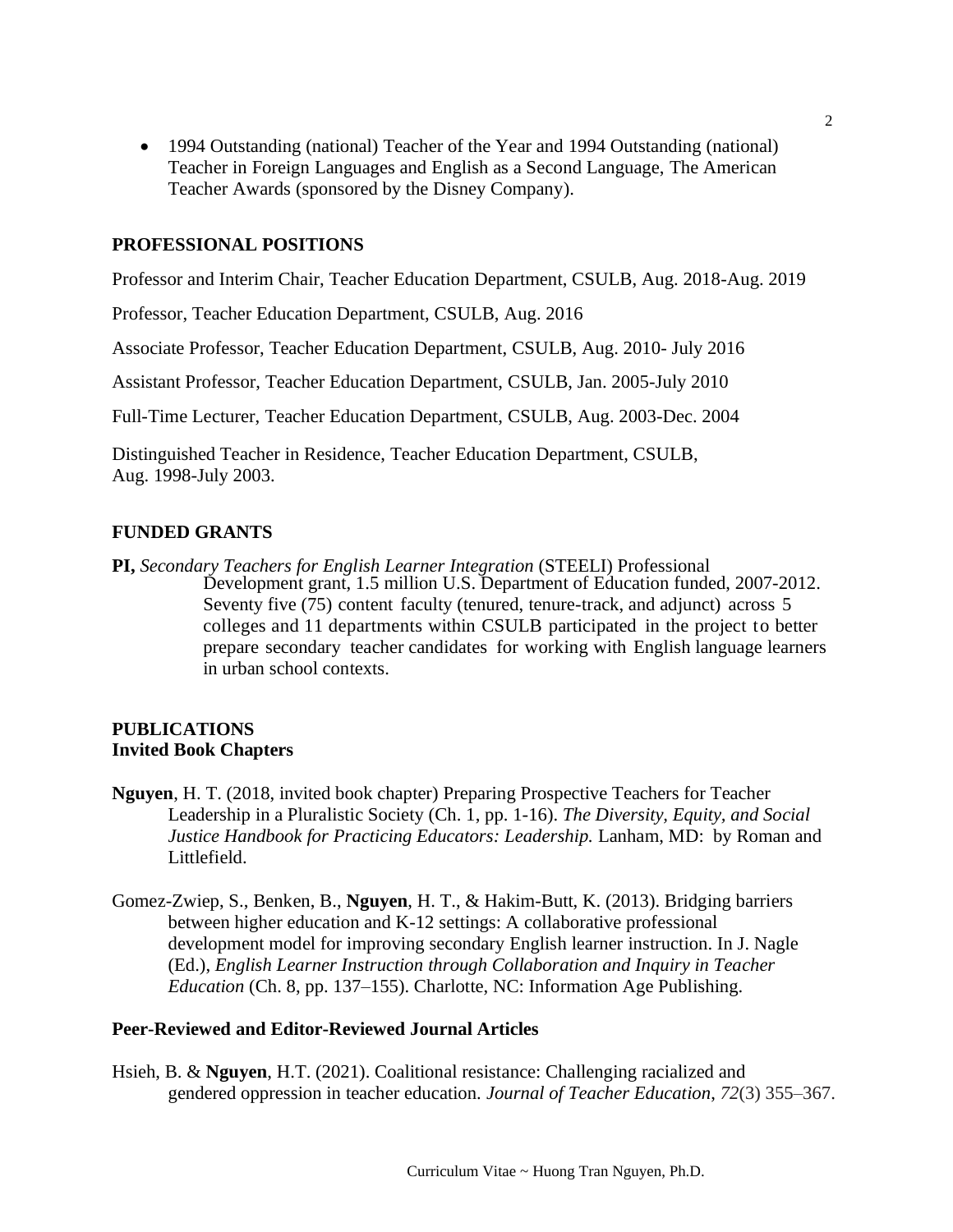- 1994 Outstanding (national) Teacher of the Year and 1994 Outstanding (national) Teacher in Foreign Languages and English as a Second Language, The American Teacher Awards (sponsored by the Disney Company).

## PROFESSIONAL POSITIONS

Professor and Interim Chair, Teacher Education Department, CSULB, Aug. 2018-Aug. 2019

Professor, Teacher Education Department, CSULB, Aug. 2016

Associate Professor, Teacher Education Department, CSULB, Aug. 2010- July 2016

Assistant Professor, Teacher Education Department, CSULB, Jan. 2005-July 2010

Full-Time Lecturer, Teacher Education Department, CSULB, Aug. 2003-Dec. 2004

Distinguished Teacher in Residence, Teacher Education Department, CSULB, Aug. 1998-July 2003.

## FUNDED GRANTS

**PI,** *Secondary Teachers for English Learner Integration* (STEELI) Professional Development grant, 1.5 million U.S. Department of Education funded, 2007-2012. Seventy five (75) content faculty (tenured, tenure-track, and adjunct) across 5 colleges and 11 departments within CSULB participated in the project to better prepare secondary teacher candidates for working with English language learners in urban school contexts.

## PUBLICATIONS

### Invited Book Chapters

**Nguyen**, H. T. (2018, invited book chapter) Preparing Prospective Teachers for Teacher Leadership in a Pluralistic Society (Ch. 1, pp. 1-16). *The Diversity, Equity, and Social Justice Handbook for Practicing Educators: Leadership.* Lanham, MD: by Roman and Littlefield.

Gomez-Zwiep, S., Benken, B., **Nguyen**, H. T., & Hakim-Butt, K. (2013). Bridging barriers between higher education and K-12 settings: A collaborative professional development model for improving secondary English learner instruction. In J. Nagle (Ed.), *English Learner Instruction through Collaboration and Inquiry in Teacher Education* (Ch. 8, pp. 137–155). Charlotte, NC: Information Age Publishing.

### Peer-Reviewed and Editor-Reviewed Journal Articles

Hsieh, B. & **Nguyen**, H.T. (2021). Coalitional resistance: Challenging racialized and gendered oppression in teacher education. *Journal of Teacher Education*, *72*(3) 355–367.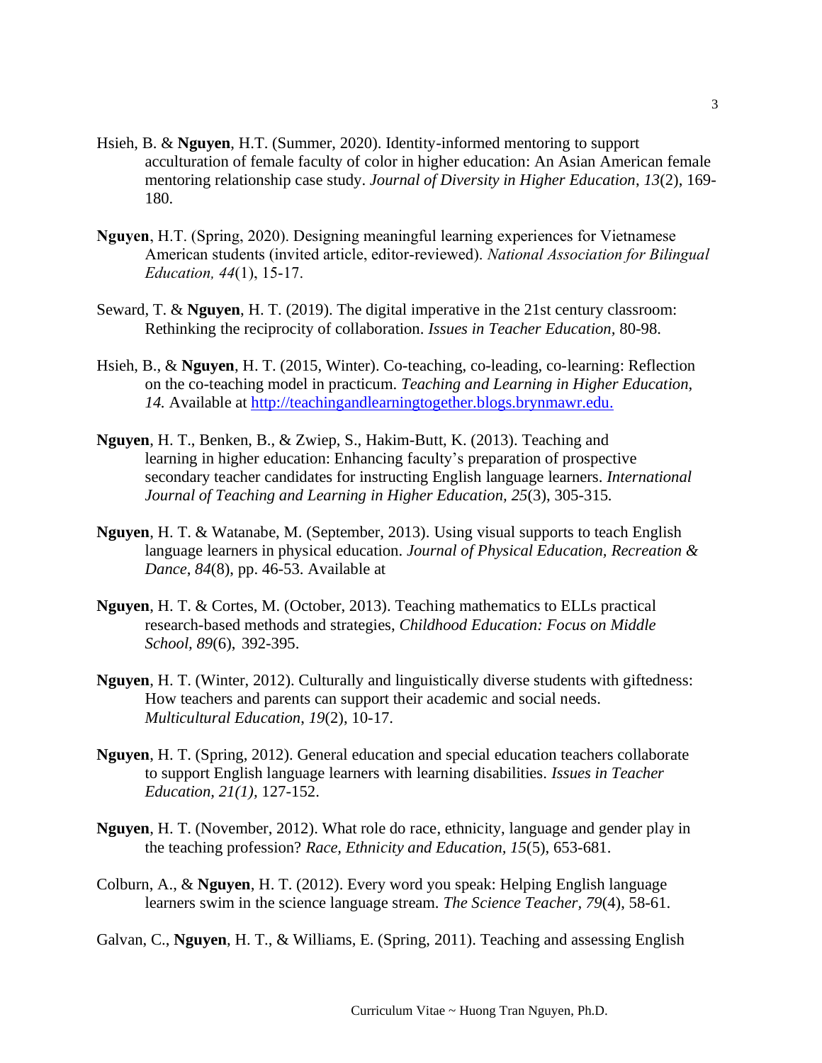Hsieh, B. & **Nguyen**, H.T. (Summer, 2020). Identity-informed mentoring to support acculturation of female faculty of color in higher education: An Asian American female mentoring relationship case study. *Journal of Diversity in Higher Education*, *13*(2), 169-180.

**Nguyen**, H.T. (Spring, 2020). Designing meaningful learning experiences for Vietnamese American students (invited article, editor-reviewed). *National Association for Bilingual Education, 44*(1), 15-17.

Seward, T. & **Nguyen**, H. T. (2019). The digital imperative in the 21st century classroom: Rethinking the reciprocity of collaboration. *Issues in Teacher Education,* 80-98.

Hsieh, B., & **Nguyen**, H. T. (2015, Winter). Co-teaching, co-leading, co-learning: Reflection on the co-teaching model in practicum. *Teaching and Learning in Higher Education, 14.* Available at http://teachingandlearningtogether.blogs.brynmawr.edu.

**Nguyen**, H. T., Benken, B., & Zwiep, S., Hakim-Butt, K. (2013). Teaching and learning in higher education: Enhancing faculty's preparation of prospective secondary teacher candidates for instructing English language learners. *International Journal of Teaching and Learning in Higher Education, 25*(3), 305-315.

**Nguyen**, H. T. & Watanabe, M. (September, 2013). Using visual supports to teach English language learners in physical education. *Journal of Physical Education, Recreation & Dance, 84*(8), pp. 46-53. Available at

**Nguyen**, H. T. & Cortes, M. (October, 2013). Teaching mathematics to ELLs practical research-based methods and strategies, *Childhood Education: Focus on Middle School, 89*(6), 392-395.

**Nguyen**, H. T. (Winter, 2012). Culturally and linguistically diverse students with giftedness: How teachers and parents can support their academic and social needs. *Multicultural Education*, *19*(2), 10-17.

**Nguyen**, H. T. (Spring, 2012). General education and special education teachers collaborate to support English language learners with learning disabilities. *Issues in Teacher Education, 21(1),* 127-152.

**Nguyen**, H. T. (November, 2012). What role do race, ethnicity, language and gender play in the teaching profession? *Race, Ethnicity and Education, 15*(5), 653-681.

Colburn, A., & **Nguyen**, H. T. (2012). Every word you speak: Helping English language learners swim in the science language stream. *The Science Teacher, 79*(4), 58-61.

Galvan, C., **Nguyen**, H. T., & Williams, E. (Spring, 2011). Teaching and assessing English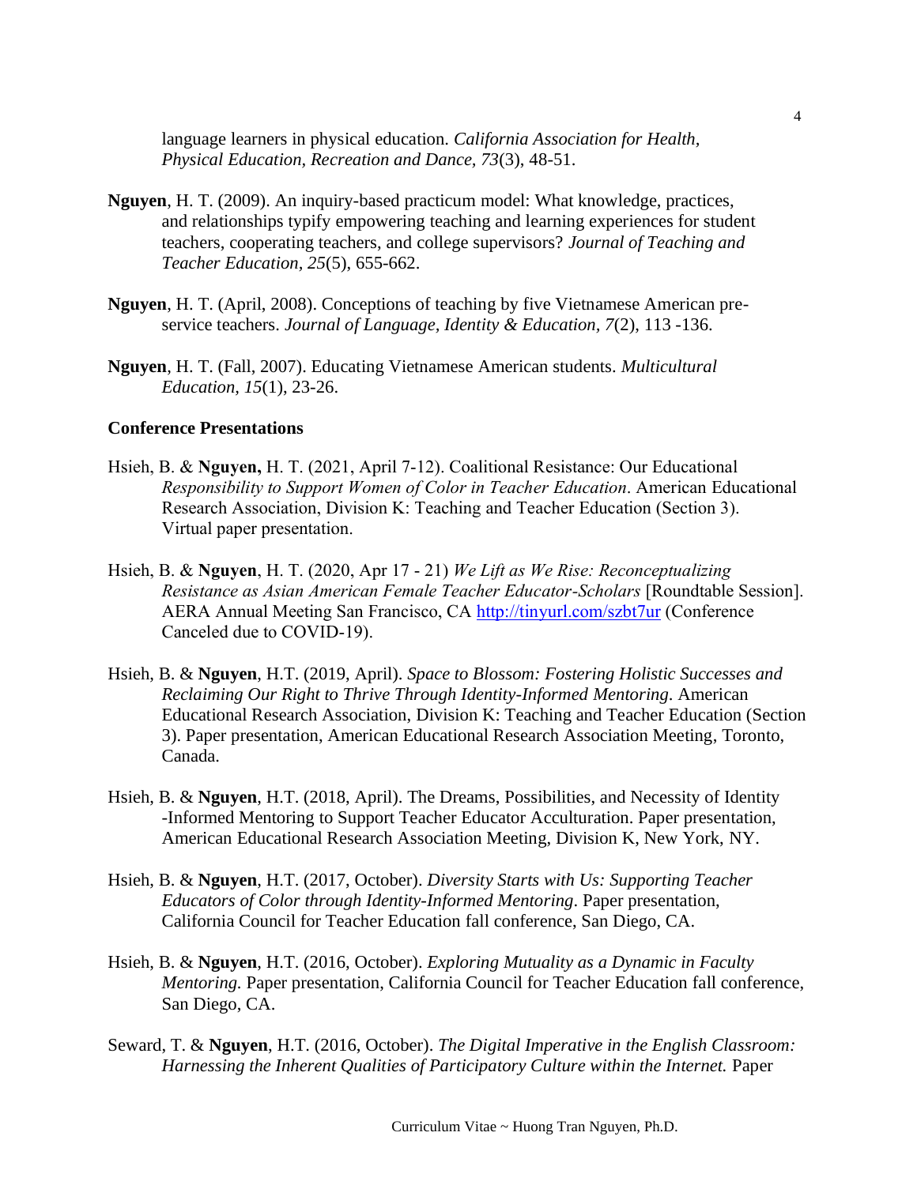language learners in physical education. *California Association for Health, Physical Education, Recreation and Dance, 73*(3), 48-51.

**Nguyen**, H. T. (2009). An inquiry-based practicum model: What knowledge, practices, and relationships typify empowering teaching and learning experiences for student teachers, cooperating teachers, and college supervisors? *Journal of Teaching and Teacher Education, 25*(5), 655-662.

**Nguyen**, H. T. (April, 2008). Conceptions of teaching by five Vietnamese American pre-service teachers. *Journal of Language, Identity & Education, 7*(2), 113 -136.

**Nguyen**, H. T. (Fall, 2007). Educating Vietnamese American students. *Multicultural Education, 15*(1), 23-26.

**Conference Presentations**

Hsieh, B. & **Nguyen,** H. T. (2021, April 7-12). Coalitional Resistance: Our Educational *Responsibility to Support Women of Color in Teacher Education*. American Educational Research Association, Division K: Teaching and Teacher Education (Section 3). Virtual paper presentation.

Hsieh, B. & **Nguyen**, H. T. (2020, Apr 17 - 21) *We Lift as We Rise: Reconceptualizing Resistance as Asian American Female Teacher Educator-Scholars* [Roundtable Session]. AERA Annual Meeting San Francisco, CA http://tinyurl.com/szbt7ur (Conference Canceled due to COVID-19).

Hsieh, B. & **Nguyen**, H.T. (2019, April). *Space to Blossom: Fostering Holistic Successes and Reclaiming Our Right to Thrive Through Identity-Informed Mentoring*. American Educational Research Association, Division K: Teaching and Teacher Education (Section 3). Paper presentation, American Educational Research Association Meeting, Toronto, Canada.

Hsieh, B. & **Nguyen**, H.T. (2018, April). The Dreams, Possibilities, and Necessity of Identity -Informed Mentoring to Support Teacher Educator Acculturation. Paper presentation, American Educational Research Association Meeting, Division K, New York, NY.

Hsieh, B. & **Nguyen**, H.T. (2017, October). *Diversity Starts with Us: Supporting Teacher Educators of Color through Identity-Informed Mentoring*. Paper presentation, California Council for Teacher Education fall conference, San Diego, CA.

Hsieh, B. & **Nguyen**, H.T. (2016, October). *Exploring Mutuality as a Dynamic in Faculty Mentoring.* Paper presentation, California Council for Teacher Education fall conference, San Diego, CA.

Seward, T. & **Nguyen**, H.T. (2016, October). *The Digital Imperative in the English Classroom: Harnessing the Inherent Qualities of Participatory Culture within the Internet.* Paper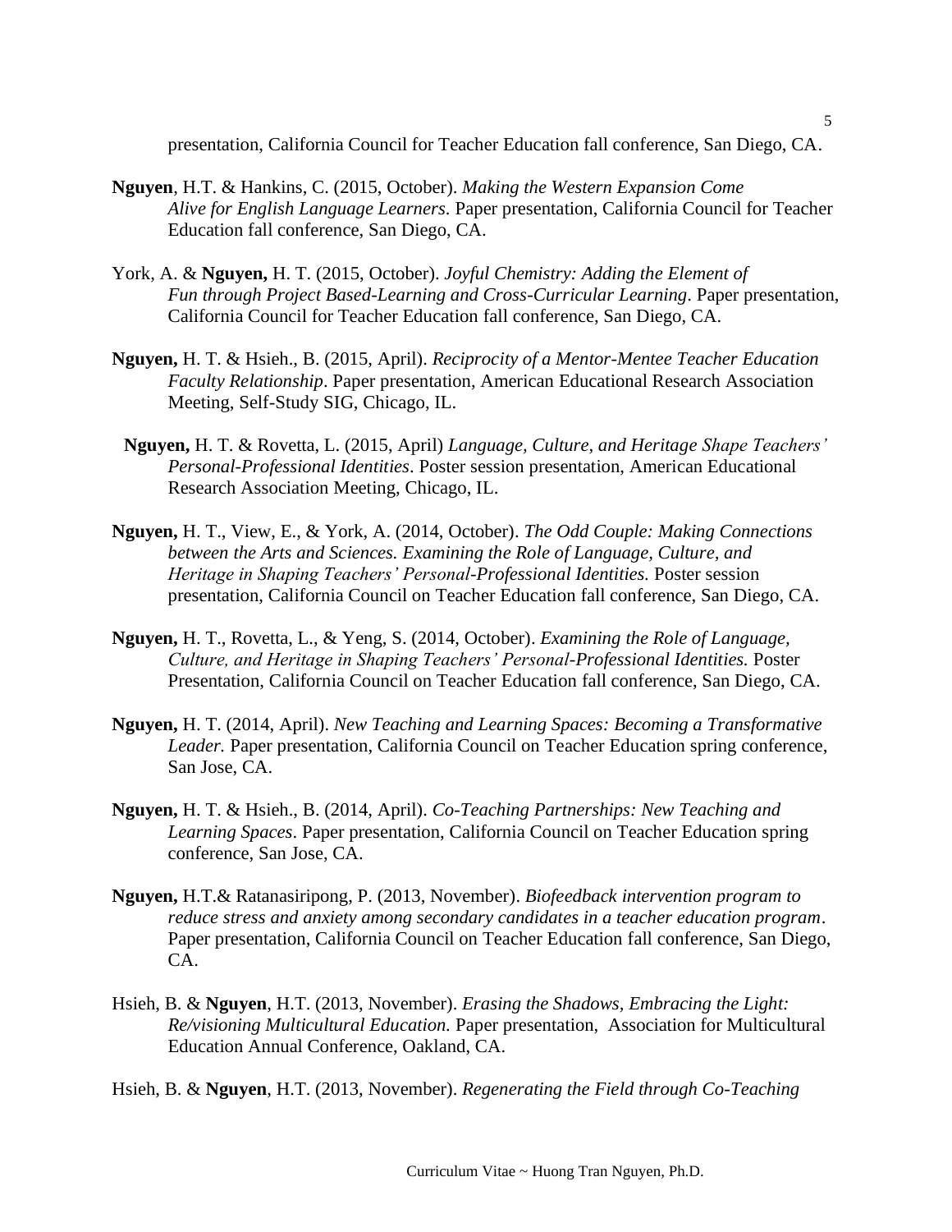presentation, California Council for Teacher Education fall conference, San Diego, CA.

**Nguyen**, H.T. & Hankins, C. (2015, October). *Making the Western Expansion Come Alive for English Language Learners.* Paper presentation, California Council for Teacher Education fall conference, San Diego, CA.

York, A. & **Nguyen,** H. T. (2015, October). *Joyful Chemistry: Adding the Element of Fun through Project Based-Learning and Cross-Curricular Learning*. Paper presentation, California Council for Teacher Education fall conference, San Diego, CA.

**Nguyen,** H. T. & Hsieh., B. (2015, April). *Reciprocity of a Mentor-Mentee Teacher Education Faculty Relationship*. Paper presentation, American Educational Research Association Meeting, Self-Study SIG, Chicago, IL.

**Nguyen,** H. T. & Rovetta, L. (2015, April) *Language, Culture, and Heritage Shape Teachers' Personal-Professional Identities*. Poster session presentation, American Educational Research Association Meeting, Chicago, IL.

**Nguyen,** H. T., View, E., & York, A. (2014, October). *The Odd Couple: Making Connections between the Arts and Sciences. Examining the Role of Language, Culture, and Heritage in Shaping Teachers' Personal-Professional Identities.* Poster session presentation, California Council on Teacher Education fall conference, San Diego, CA.

**Nguyen,** H. T., Rovetta, L., & Yeng, S. (2014, October). *Examining the Role of Language, Culture, and Heritage in Shaping Teachers' Personal-Professional Identities.* Poster Presentation, California Council on Teacher Education fall conference, San Diego, CA.

**Nguyen,** H. T. (2014, April). *New Teaching and Learning Spaces: Becoming a Transformative Leader.* Paper presentation, California Council on Teacher Education spring conference, San Jose, CA.

**Nguyen,** H. T. & Hsieh., B. (2014, April). *Co-Teaching Partnerships: New Teaching and Learning Spaces*. Paper presentation, California Council on Teacher Education spring conference, San Jose, CA.

**Nguyen,** H.T.& Ratanasiripong, P. (2013, November). *Biofeedback intervention program to reduce stress and anxiety among secondary candidates in a teacher education program*. Paper presentation, California Council on Teacher Education fall conference, San Diego, CA.

Hsieh, B. & **Nguyen**, H.T. (2013, November). *Erasing the Shadows, Embracing the Light: Re/visioning Multicultural Education.* Paper presentation, Association for Multicultural Education Annual Conference, Oakland, CA.

Hsieh, B. & **Nguyen**, H.T. (2013, November). *Regenerating the Field through Co-Teaching*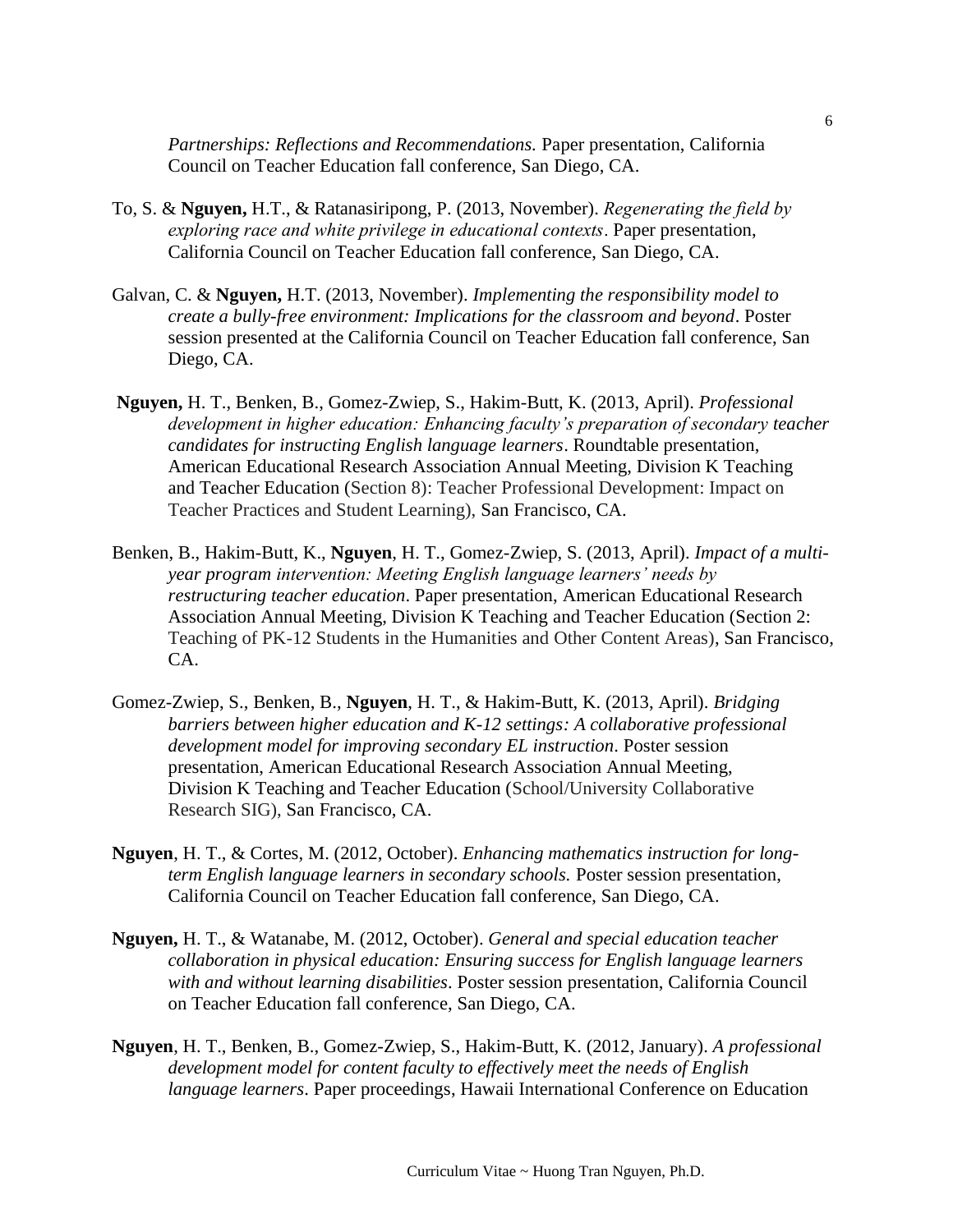*Partnerships: Reflections and Recommendations.* Paper presentation, California Council on Teacher Education fall conference, San Diego, CA.

To, S. & **Nguyen,** H.T., & Ratanasiripong, P. (2013, November). *Regenerating the field by exploring race and white privilege in educational contexts*. Paper presentation, California Council on Teacher Education fall conference, San Diego, CA.

Galvan, C. & **Nguyen,** H.T. (2013, November). *Implementing the responsibility model to create a bully-free environment: Implications for the classroom and beyond*. Poster session presented at the California Council on Teacher Education fall conference, San Diego, CA.

**Nguyen,** H. T., Benken, B., Gomez-Zwiep, S., Hakim-Butt, K. (2013, April). *Professional development in higher education: Enhancing faculty's preparation of secondary teacher candidates for instructing English language learners*. Roundtable presentation, American Educational Research Association Annual Meeting, Division K Teaching and Teacher Education (Section 8): Teacher Professional Development: Impact on Teacher Practices and Student Learning), San Francisco, CA.

Benken, B., Hakim-Butt, K., **Nguyen**, H. T., Gomez-Zwiep, S. (2013, April). *Impact of a multi-year program intervention: Meeting English language learners' needs by restructuring teacher education*. Paper presentation, American Educational Research Association Annual Meeting, Division K Teaching and Teacher Education (Section 2: Teaching of PK-12 Students in the Humanities and Other Content Areas), San Francisco, CA.

Gomez-Zwiep, S., Benken, B., **Nguyen**, H. T., & Hakim-Butt, K. (2013, April). *Bridging barriers between higher education and K-12 settings: A collaborative professional development model for improving secondary EL instruction*. Poster session presentation, American Educational Research Association Annual Meeting, Division K Teaching and Teacher Education (School/University Collaborative Research SIG), San Francisco, CA.

**Nguyen**, H. T., & Cortes, M. (2012, October). *Enhancing mathematics instruction for long-term English language learners in secondary schools.* Poster session presentation, California Council on Teacher Education fall conference, San Diego, CA.

**Nguyen,** H. T., & Watanabe, M. (2012, October). *General and special education teacher collaboration in physical education: Ensuring success for English language learners with and without learning disabilities*. Poster session presentation, California Council on Teacher Education fall conference, San Diego, CA.

**Nguyen**, H. T., Benken, B., Gomez-Zwiep, S., Hakim-Butt, K. (2012, January). *A professional development model for content faculty to effectively meet the needs of English language learners*. Paper proceedings, Hawaii International Conference on Education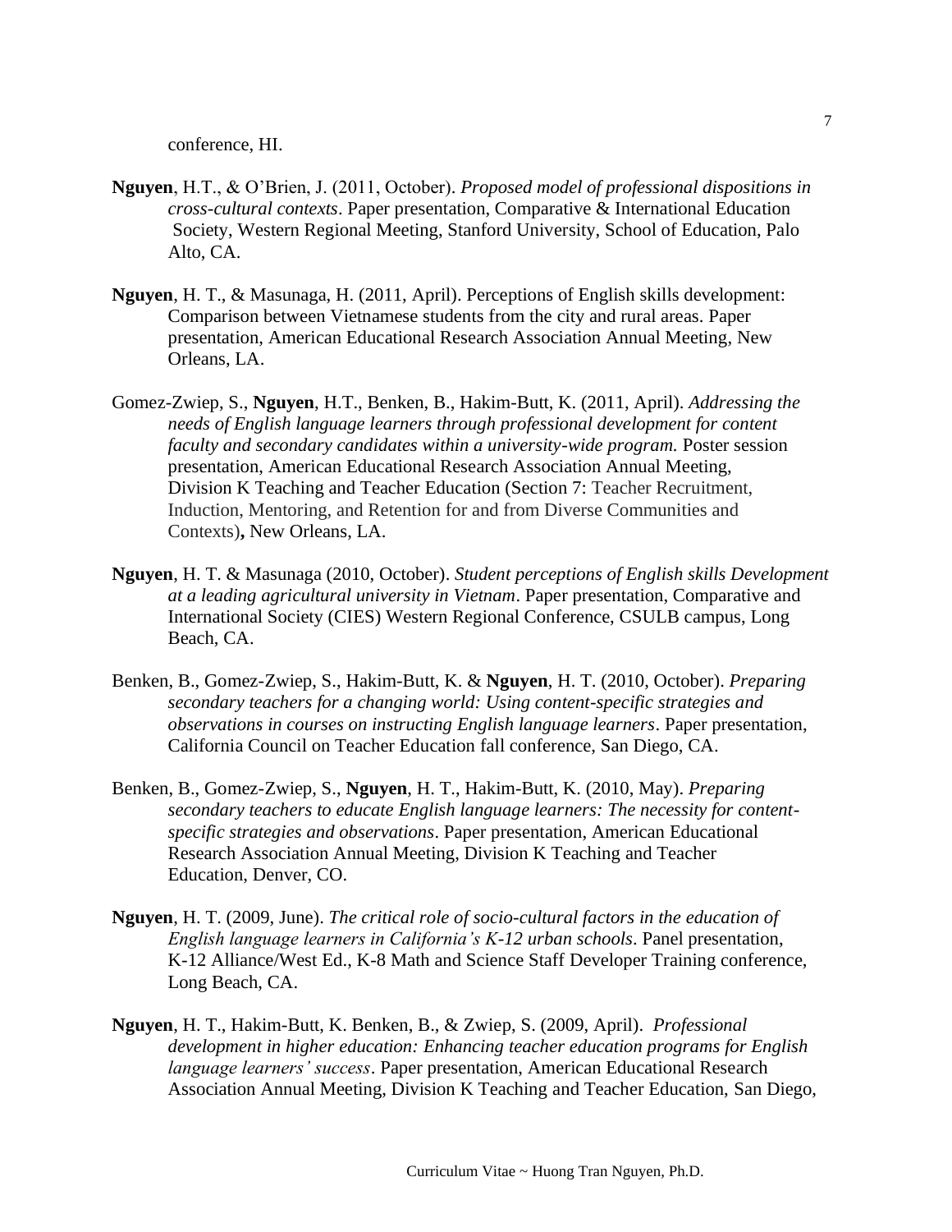conference, HI.

**Nguyen**, H.T., & O'Brien, J. (2011, October). *Proposed model of professional dispositions in cross-cultural contexts*. Paper presentation, Comparative & International Education Society, Western Regional Meeting, Stanford University, School of Education, Palo Alto, CA.

**Nguyen**, H. T., & Masunaga, H. (2011, April). Perceptions of English skills development: Comparison between Vietnamese students from the city and rural areas. Paper presentation, American Educational Research Association Annual Meeting, New Orleans, LA.

Gomez-Zwiep, S., **Nguyen**, H.T., Benken, B., Hakim-Butt, K. (2011, April). *Addressing the needs of English language learners through professional development for content faculty and secondary candidates within a university-wide program.* Poster session presentation, American Educational Research Association Annual Meeting, Division K Teaching and Teacher Education (Section 7: Teacher Recruitment, Induction, Mentoring, and Retention for and from Diverse Communities and Contexts)**,** New Orleans, LA.

**Nguyen**, H. T. & Masunaga (2010, October). *Student perceptions of English skills Development at a leading agricultural university in Vietnam*. Paper presentation, Comparative and International Society (CIES) Western Regional Conference, CSULB campus, Long Beach, CA.

Benken, B., Gomez-Zwiep, S., Hakim-Butt, K. & **Nguyen**, H. T. (2010, October). *Preparing secondary teachers for a changing world: Using content-specific strategies and observations in courses on instructing English language learners*. Paper presentation, California Council on Teacher Education fall conference, San Diego, CA.

Benken, B., Gomez-Zwiep, S., **Nguyen**, H. T., Hakim-Butt, K. (2010, May). *Preparing secondary teachers to educate English language learners: The necessity for content-specific strategies and observations*. Paper presentation, American Educational Research Association Annual Meeting, Division K Teaching and Teacher Education, Denver, CO.

**Nguyen**, H. T. (2009, June). *The critical role of socio-cultural factors in the education of English language learners in California's K-12 urban schools*. Panel presentation, K-12 Alliance/West Ed., K-8 Math and Science Staff Developer Training conference, Long Beach, CA.

**Nguyen**, H. T., Hakim-Butt, K. Benken, B., & Zwiep, S. (2009, April). *Professional development in higher education: Enhancing teacher education programs for English language learners' success*. Paper presentation, American Educational Research Association Annual Meeting, Division K Teaching and Teacher Education, San Diego,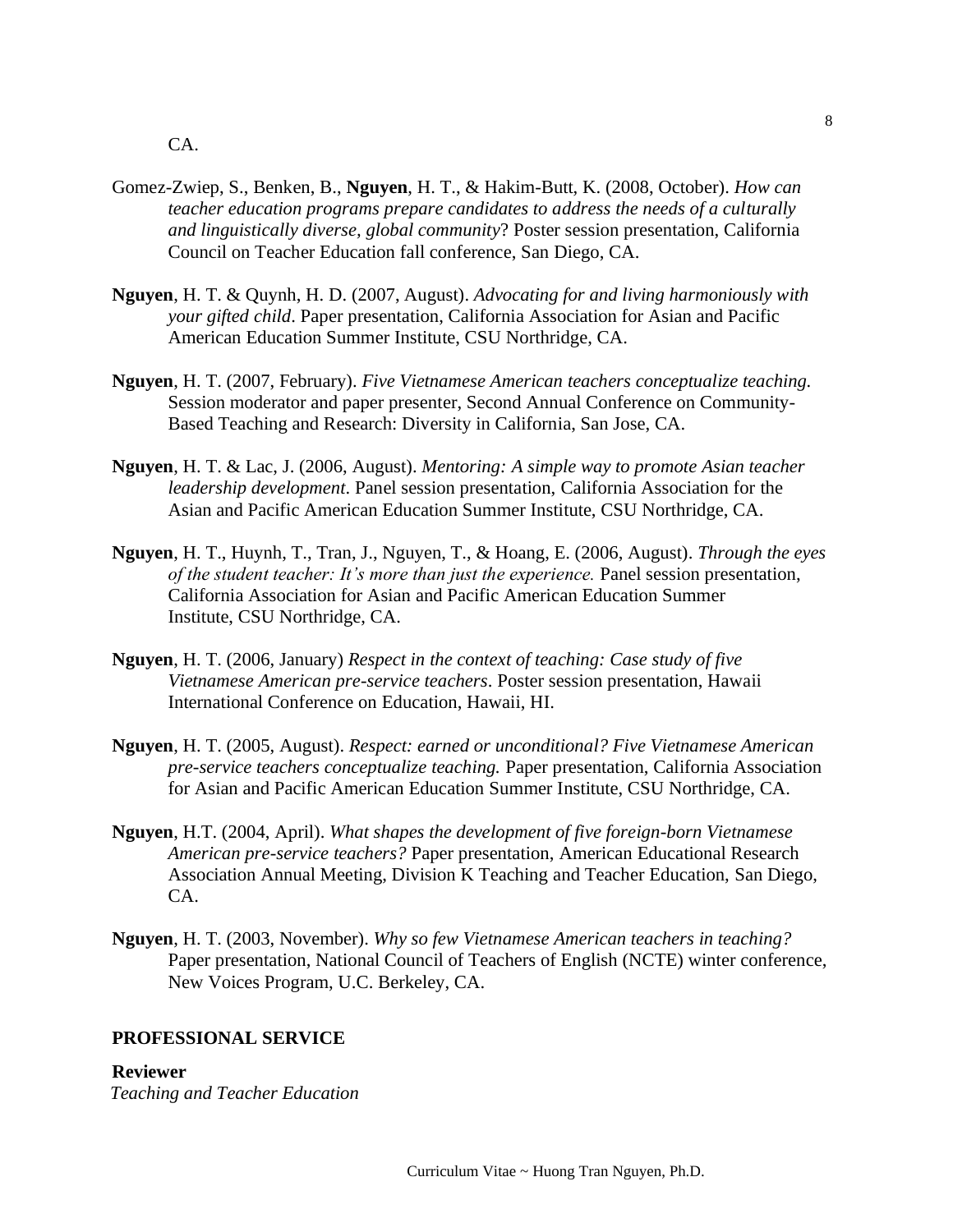CA.

Gomez-Zwiep, S., Benken, B., **Nguyen**, H. T., & Hakim-Butt, K. (2008, October). *How can teacher education programs prepare candidates to address the needs of a culturally and linguistically diverse, global community*? Poster session presentation, California Council on Teacher Education fall conference, San Diego, CA.

**Nguyen**, H. T. & Quynh, H. D. (2007, August). *Advocating for and living harmoniously with your gifted child*. Paper presentation, California Association for Asian and Pacific American Education Summer Institute, CSU Northridge, CA.

**Nguyen**, H. T. (2007, February). *Five Vietnamese American teachers conceptualize teaching.* Session moderator and paper presenter, Second Annual Conference on Community-Based Teaching and Research: Diversity in California, San Jose, CA.

**Nguyen**, H. T. & Lac, J. (2006, August). *Mentoring: A simple way to promote Asian teacher leadership development*. Panel session presentation, California Association for the Asian and Pacific American Education Summer Institute, CSU Northridge, CA.

**Nguyen**, H. T., Huynh, T., Tran, J., Nguyen, T., & Hoang, E. (2006, August). *Through the eyes of the student teacher: It's more than just the experience.* Panel session presentation, California Association for Asian and Pacific American Education Summer Institute, CSU Northridge, CA.

**Nguyen**, H. T. (2006, January) *Respect in the context of teaching: Case study of five Vietnamese American pre-service teachers*. Poster session presentation, Hawaii International Conference on Education, Hawaii, HI.

**Nguyen**, H. T. (2005, August). *Respect: earned or unconditional? Five Vietnamese American pre-service teachers conceptualize teaching.* Paper presentation, California Association for Asian and Pacific American Education Summer Institute, CSU Northridge, CA.

**Nguyen**, H.T. (2004, April). *What shapes the development of five foreign-born Vietnamese American pre-service teachers?* Paper presentation, American Educational Research Association Annual Meeting, Division K Teaching and Teacher Education, San Diego, CA.

**Nguyen**, H. T. (2003, November). *Why so few Vietnamese American teachers in teaching?* Paper presentation, National Council of Teachers of English (NCTE) winter conference, New Voices Program, U.C. Berkeley, CA.

## PROFESSIONAL SERVICE

**Reviewer**

*Teaching and Teacher Education*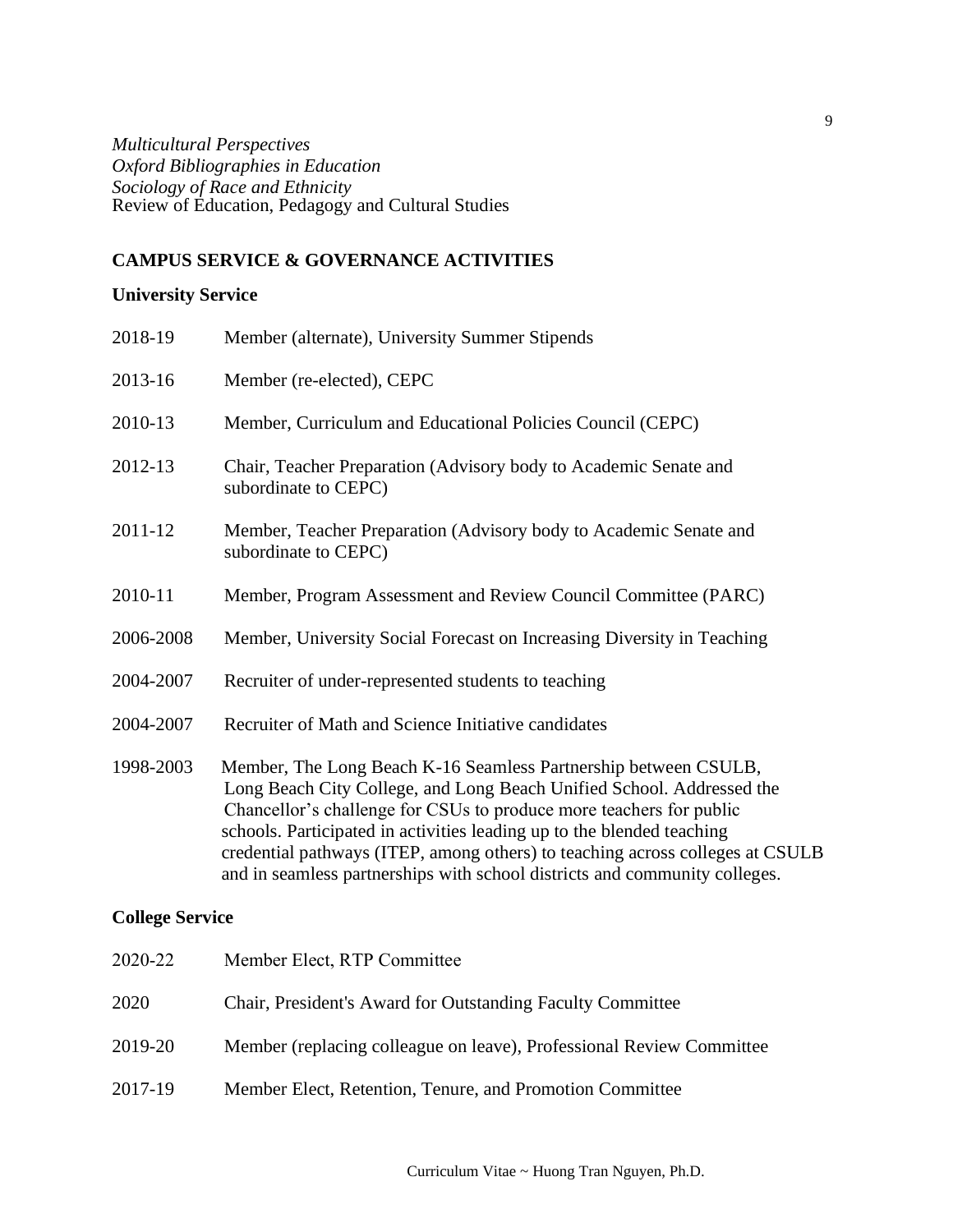*Multicultural Perspectives*
*Oxford Bibliographies in Education*
*Sociology of Race and Ethnicity*
Review of Education, Pedagogy and Cultural Studies

## CAMPUS SERVICE & GOVERNANCE ACTIVITIES

### University Service

2018-19 Member (alternate), University Summer Stipends

2013-16 Member (re-elected), CEPC

2010-13 Member, Curriculum and Educational Policies Council (CEPC)

2012-13 Chair, Teacher Preparation (Advisory body to Academic Senate and subordinate to CEPC)

2011-12 Member, Teacher Preparation (Advisory body to Academic Senate and subordinate to CEPC)

2010-11 Member, Program Assessment and Review Council Committee (PARC)

2006-2008 Member, University Social Forecast on Increasing Diversity in Teaching

2004-2007 Recruiter of under-represented students to teaching

2004-2007 Recruiter of Math and Science Initiative candidates

1998-2003 Member, The Long Beach K-16 Seamless Partnership between CSULB, Long Beach City College, and Long Beach Unified School. Addressed the Chancellor's challenge for CSUs to produce more teachers for public schools. Participated in activities leading up to the blended teaching credential pathways (ITEP, among others) to teaching across colleges at CSULB and in seamless partnerships with school districts and community colleges.

### College Service

2020-22 Member Elect, RTP Committee

2020 Chair, President's Award for Outstanding Faculty Committee

2019-20 Member (replacing colleague on leave), Professional Review Committee

2017-19 Member Elect, Retention, Tenure, and Promotion Committee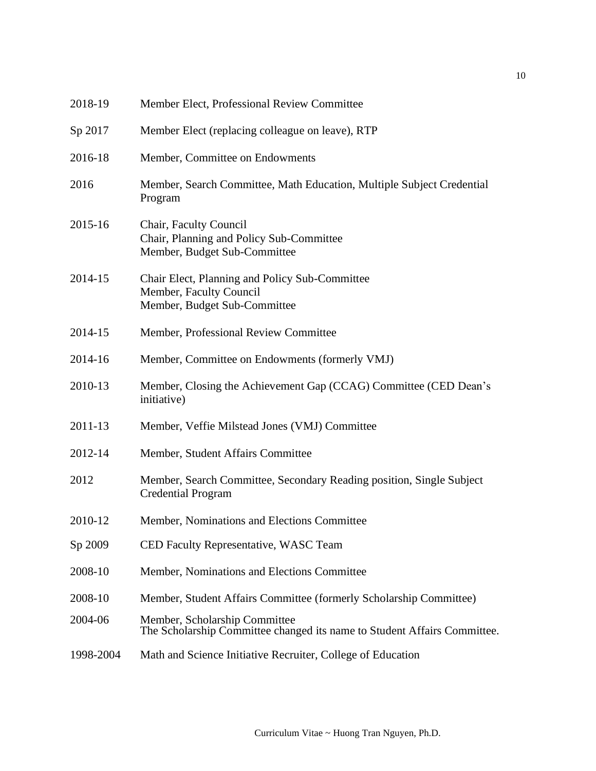2018-19 Member Elect, Professional Review Committee

Sp 2017 Member Elect (replacing colleague on leave), RTP

2016-18 Member, Committee on Endowments

2016 Member, Search Committee, Math Education, Multiple Subject Credential Program

2015-16 Chair, Faculty Council
Chair, Planning and Policy Sub-Committee
Member, Budget Sub-Committee

2014-15 Chair Elect, Planning and Policy Sub-Committee
Member, Faculty Council
Member, Budget Sub-Committee

2014-15 Member, Professional Review Committee

2014-16 Member, Committee on Endowments (formerly VMJ)

2010-13 Member, Closing the Achievement Gap (CCAG) Committee (CED Dean's initiative)

2011-13 Member, Veffie Milstead Jones (VMJ) Committee

2012-14 Member, Student Affairs Committee

2012 Member, Search Committee, Secondary Reading position, Single Subject Credential Program

2010-12 Member, Nominations and Elections Committee

Sp 2009 CED Faculty Representative, WASC Team

2008-10 Member, Nominations and Elections Committee

2008-10 Member, Student Affairs Committee (formerly Scholarship Committee)

2004-06 Member, Scholarship Committee
The Scholarship Committee changed its name to Student Affairs Committee.

1998-2004 Math and Science Initiative Recruiter, College of Education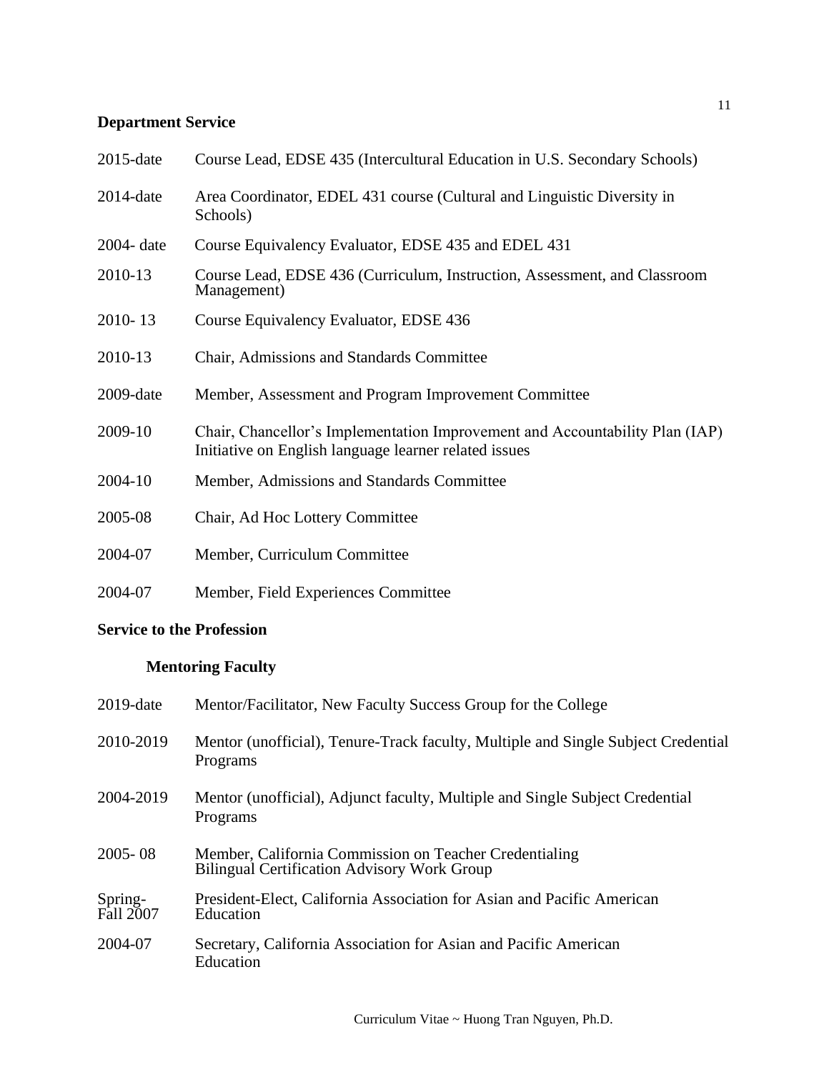## Department Service

| | |
|---|---|
| 2015-date | Course Lead, EDSE 435 (Intercultural Education in U.S. Secondary Schools) |
| 2014-date | Area Coordinator, EDEL 431 course (Cultural and Linguistic Diversity in Schools) |
| 2004- date | Course Equivalency Evaluator, EDSE 435 and EDEL 431 |
| 2010-13 | Course Lead, EDSE 436 (Curriculum, Instruction, Assessment, and Classroom Management) |
| 2010- 13 | Course Equivalency Evaluator, EDSE 436 |
| 2010-13 | Chair, Admissions and Standards Committee |
| 2009-date | Member, Assessment and Program Improvement Committee |
| 2009-10 | Chair, Chancellor's Implementation Improvement and Accountability Plan (IAP) Initiative on English language learner related issues |
| 2004-10 | Member, Admissions and Standards Committee |
| 2005-08 | Chair, Ad Hoc Lottery Committee |
| 2004-07 | Member, Curriculum Committee |
| 2004-07 | Member, Field Experiences Committee |

## Service to the Profession

### Mentoring Faculty

| | |
|---|---|
| 2019-date | Mentor/Facilitator, New Faculty Success Group for the College |
| 2010-2019 | Mentor (unofficial), Tenure-Track faculty, Multiple and Single Subject Credential Programs |
| 2004-2019 | Mentor (unofficial), Adjunct faculty, Multiple and Single Subject Credential Programs |
| 2005- 08 | Member, California Commission on Teacher Credentialing Bilingual Certification Advisory Work Group |
| Spring-Fall 2007 | President-Elect, California Association for Asian and Pacific American Education |
| 2004-07 | Secretary, California Association for Asian and Pacific American Education |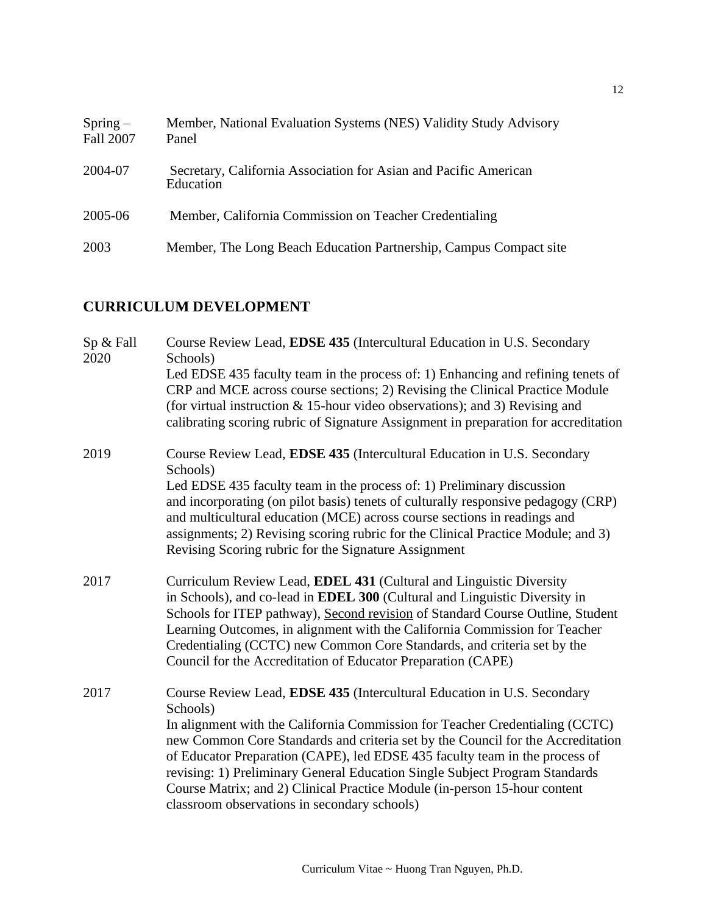| | |
|---|---|
| Spring – Fall 2007 | Member, National Evaluation Systems (NES) Validity Study Advisory Panel |
| 2004-07 | Secretary, California Association for Asian and Pacific American Education |
| 2005-06 | Member, California Commission on Teacher Credentialing |
| 2003 | Member, The Long Beach Education Partnership, Campus Compact site |

## CURRICULUM DEVELOPMENT

| | |
|---|---|
| Sp & Fall 2020 | Course Review Lead, **EDSE 435** (Intercultural Education in U.S. Secondary Schools)<br>Led EDSE 435 faculty team in the process of: 1) Enhancing and refining tenets of CRP and MCE across course sections; 2) Revising the Clinical Practice Module (for virtual instruction & 15-hour video observations); and 3) Revising and calibrating scoring rubric of Signature Assignment in preparation for accreditation |
| 2019 | Course Review Lead, **EDSE 435** (Intercultural Education in U.S. Secondary Schools)<br>Led EDSE 435 faculty team in the process of: 1) Preliminary discussion and incorporating (on pilot basis) tenets of culturally responsive pedagogy (CRP) and multicultural education (MCE) across course sections in readings and assignments; 2) Revising scoring rubric for the Clinical Practice Module; and 3) Revising Scoring rubric for the Signature Assignment |
| 2017 | Curriculum Review Lead, **EDEL 431** (Cultural and Linguistic Diversity in Schools), and co-lead in **EDEL 300** (Cultural and Linguistic Diversity in Schools for ITEP pathway), <u>Second revision</u> of Standard Course Outline, Student Learning Outcomes, in alignment with the California Commission for Teacher Credentialing (CCTC) new Common Core Standards, and criteria set by the Council for the Accreditation of Educator Preparation (CAPE) |
| 2017 | Course Review Lead, **EDSE 435** (Intercultural Education in U.S. Secondary Schools)<br>In alignment with the California Commission for Teacher Credentialing (CCTC) new Common Core Standards and criteria set by the Council for the Accreditation of Educator Preparation (CAPE), led EDSE 435 faculty team in the process of revising: 1) Preliminary General Education Single Subject Program Standards Course Matrix; and 2) Clinical Practice Module (in-person 15-hour content classroom observations in secondary schools) |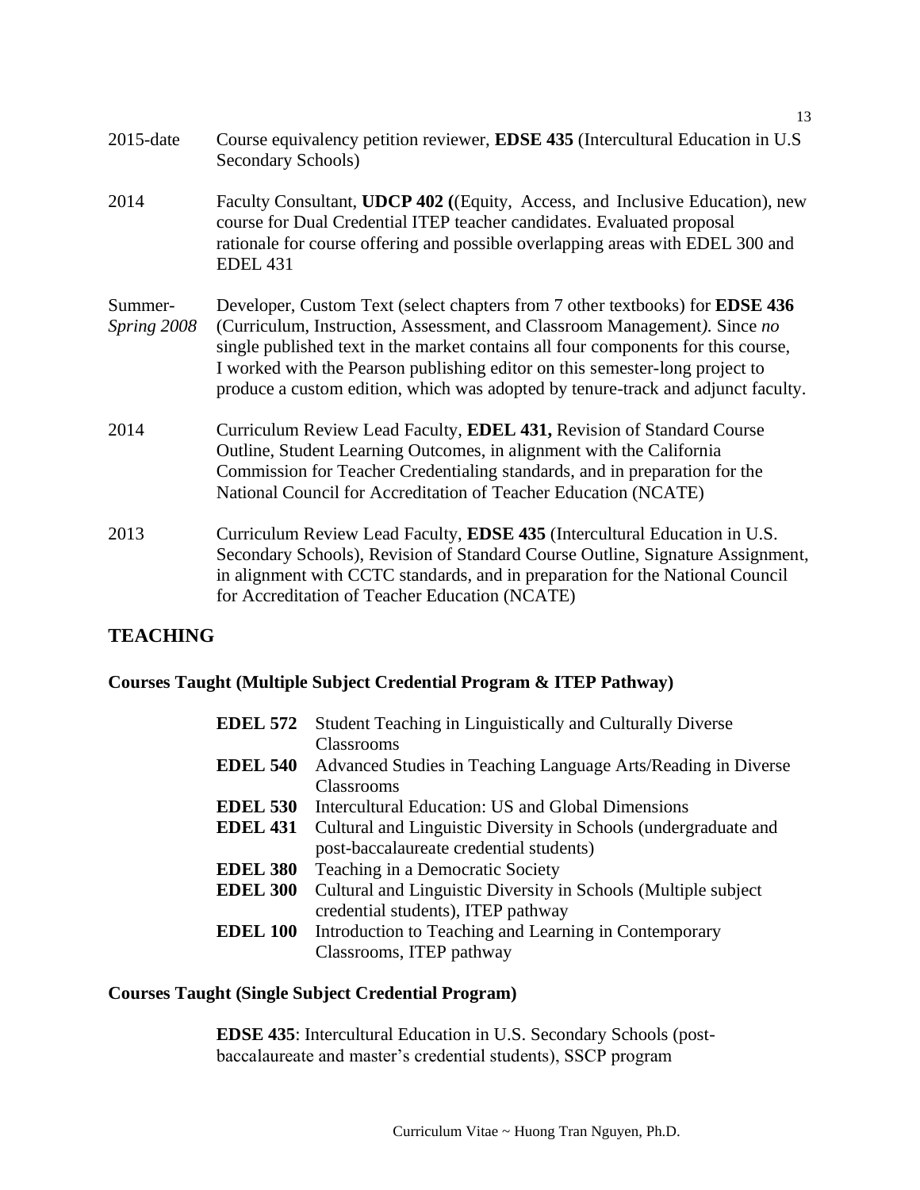2015-date Course equivalency petition reviewer, **EDSE 435** (Intercultural Education in U.S Secondary Schools)

2014 Faculty Consultant, **UDCP 402 (**(Equity, Access, and Inclusive Education), new course for Dual Credential ITEP teacher candidates. Evaluated proposal rationale for course offering and possible overlapping areas with EDEL 300 and EDEL 431

Summer-*Spring 2008* Developer, Custom Text (select chapters from 7 other textbooks) for **EDSE 436** (Curriculum, Instruction, Assessment, and Classroom Management*).* Since *no* single published text in the market contains all four components for this course, I worked with the Pearson publishing editor on this semester-long project to produce a custom edition, which was adopted by tenure-track and adjunct faculty.

2014 Curriculum Review Lead Faculty, **EDEL 431,** Revision of Standard Course Outline, Student Learning Outcomes, in alignment with the California Commission for Teacher Credentialing standards, and in preparation for the National Council for Accreditation of Teacher Education (NCATE)

2013 Curriculum Review Lead Faculty, **EDSE 435** (Intercultural Education in U.S. Secondary Schools), Revision of Standard Course Outline, Signature Assignment, in alignment with CCTC standards, and in preparation for the National Council for Accreditation of Teacher Education (NCATE)

## TEACHING

### Courses Taught (Multiple Subject Credential Program & ITEP Pathway)

- **EDEL 572** Student Teaching in Linguistically and Culturally Diverse Classrooms
- **EDEL 540** Advanced Studies in Teaching Language Arts/Reading in Diverse Classrooms
- **EDEL 530** Intercultural Education: US and Global Dimensions
- **EDEL 431** Cultural and Linguistic Diversity in Schools (undergraduate and post-baccalaureate credential students)
- **EDEL 380** Teaching in a Democratic Society
- **EDEL 300** Cultural and Linguistic Diversity in Schools (Multiple subject credential students), ITEP pathway
- **EDEL 100** Introduction to Teaching and Learning in Contemporary Classrooms, ITEP pathway

### Courses Taught (Single Subject Credential Program)

**EDSE 435**: Intercultural Education in U.S. Secondary Schools (post-baccalaureate and master's credential students), SSCP program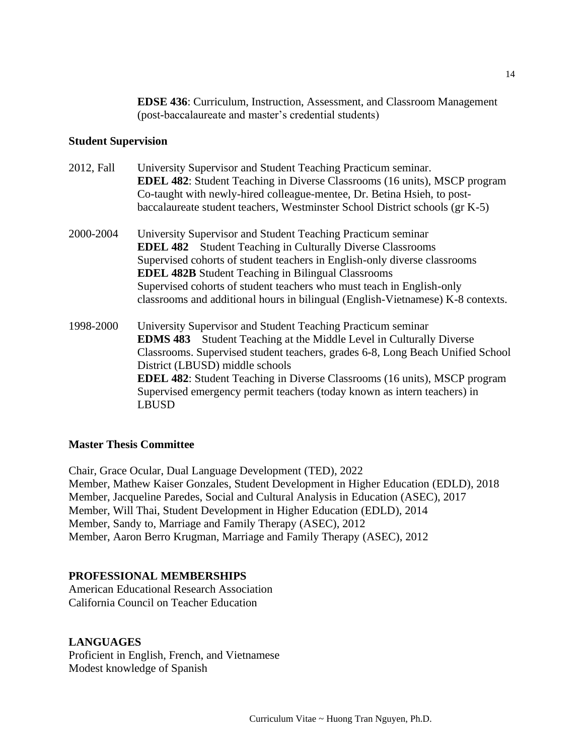**EDSE 436**: Curriculum, Instruction, Assessment, and Classroom Management (post-baccalaureate and master's credential students)

### Student Supervision

2012, Fall — University Supervisor and Student Teaching Practicum seminar.
**EDEL 482**: Student Teaching in Diverse Classrooms (16 units), MSCP program
Co-taught with newly-hired colleague-mentee, Dr. Betina Hsieh, to post-baccalaureate student teachers, Westminster School District schools (gr K-5)

2000-2004 — University Supervisor and Student Teaching Practicum seminar
**EDEL 482** Student Teaching in Culturally Diverse Classrooms
Supervised cohorts of student teachers in English-only diverse classrooms
**EDEL 482B** Student Teaching in Bilingual Classrooms
Supervised cohorts of student teachers who must teach in English-only classrooms and additional hours in bilingual (English-Vietnamese) K-8 contexts.

1998-2000 — University Supervisor and Student Teaching Practicum seminar
**EDMS 483** Student Teaching at the Middle Level in Culturally Diverse Classrooms. Supervised student teachers, grades 6-8, Long Beach Unified School District (LBUSD) middle schools
**EDEL 482**: Student Teaching in Diverse Classrooms (16 units), MSCP program
Supervised emergency permit teachers (today known as intern teachers) in LBUSD

### Master Thesis Committee

Chair, Grace Ocular, Dual Language Development (TED), 2022
Member, Mathew Kaiser Gonzales, Student Development in Higher Education (EDLD), 2018
Member, Jacqueline Paredes, Social and Cultural Analysis in Education (ASEC), 2017
Member, Will Thai, Student Development in Higher Education (EDLD), 2014
Member, Sandy to, Marriage and Family Therapy (ASEC), 2012
Member, Aaron Berro Krugman, Marriage and Family Therapy (ASEC), 2012

## PROFESSIONAL MEMBERSHIPS

American Educational Research Association
California Council on Teacher Education

## LANGUAGES

Proficient in English, French, and Vietnamese
Modest knowledge of Spanish